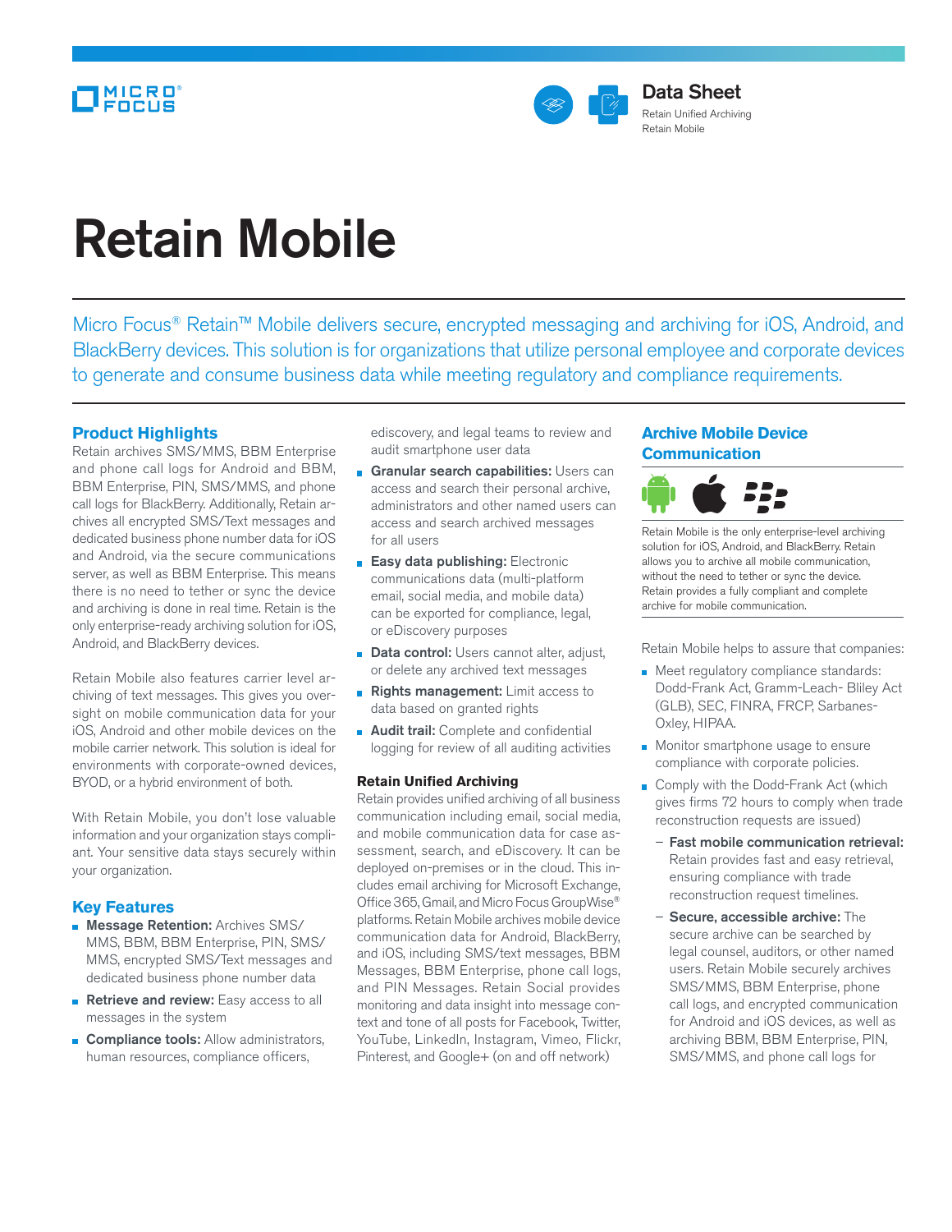Data Sheet
Retain Unified Archiving
Retain Mobile

# Retain Mobile

Micro Focus® Retain™ Mobile delivers secure, encrypted messaging and archiving for iOS, Android, and BlackBerry devices. This solution is for organizations that utilize personal employee and corporate devices to generate and consume business data while meeting regulatory and compliance requirements.

## Product Highlights

Retain archives SMS/MMS, BBM Enterprise and phone call logs for Android and BBM, BBM Enterprise, PIN, SMS/MMS, and phone call logs for BlackBerry. Additionally, Retain archives all encrypted SMS/Text messages and dedicated business phone number data for iOS and Android, via the secure communications server, as well as BBM Enterprise. This means there is no need to tether or sync the device and archiving is done in real time. Retain is the only enterprise-ready archiving solution for iOS, Android, and BlackBerry devices.

Retain Mobile also features carrier level archiving of text messages. This gives you oversight on mobile communication data for your iOS, Android and other mobile devices on the mobile carrier network. This solution is ideal for environments with corporate-owned devices, BYOD, or a hybrid environment of both.

With Retain Mobile, you don't lose valuable information and your organization stays compliant. Your sensitive data stays securely within your organization.

## Key Features

- **Message Retention:** Archives SMS/MMS, BBM, BBM Enterprise, PIN, SMS/MMS, encrypted SMS/Text messages and dedicated business phone number data
- **Retrieve and review:** Easy access to all messages in the system
- **Compliance tools:** Allow administrators, human resources, compliance officers, ediscovery, and legal teams to review and audit smartphone user data
- **Granular search capabilities:** Users can access and search their personal archive, administrators and other named users can access and search archived messages for all users
- **Easy data publishing:** Electronic communications data (multi-platform email, social media, and mobile data) can be exported for compliance, legal, or eDiscovery purposes
- **Data control:** Users cannot alter, adjust, or delete any archived text messages
- **Rights management:** Limit access to data based on granted rights
- **Audit trail:** Complete and confidential logging for review of all auditing activities

### Retain Unified Archiving

Retain provides unified archiving of all business communication including email, social media, and mobile communication data for case assessment, search, and eDiscovery. It can be deployed on-premises or in the cloud. This includes email archiving for Microsoft Exchange, Office 365, Gmail, and Micro Focus GroupWise® platforms. Retain Mobile archives mobile device communication data for Android, BlackBerry, and iOS, including SMS/text messages, BBM Messages, BBM Enterprise, phone call logs, and PIN Messages. Retain Social provides monitoring and data insight into message context and tone of all posts for Facebook, Twitter, YouTube, LinkedIn, Instagram, Vimeo, Flickr, Pinterest, and Google+ (on and off network)

## Archive Mobile Device Communication

Retain Mobile is the only enterprise-level archiving solution for iOS, Android, and BlackBerry. Retain allows you to archive all mobile communication, without the need to tether or sync the device. Retain provides a fully compliant and complete archive for mobile communication.

Retain Mobile helps to assure that companies:

- Meet regulatory compliance standards: Dodd-Frank Act, Gramm-Leach- Bliley Act (GLB), SEC, FINRA, FRCP, Sarbanes-Oxley, HIPAA.
- Monitor smartphone usage to ensure compliance with corporate policies.
- Comply with the Dodd-Frank Act (which gives firms 72 hours to comply when trade reconstruction requests are issued)
  - **Fast mobile communication retrieval:** Retain provides fast and easy retrieval, ensuring compliance with trade reconstruction request timelines.
  - **Secure, accessible archive:** The secure archive can be searched by legal counsel, auditors, or other named users. Retain Mobile securely archives SMS/MMS, BBM Enterprise, phone call logs, and encrypted communication for Android and iOS devices, as well as archiving BBM, BBM Enterprise, PIN, SMS/MMS, and phone call logs for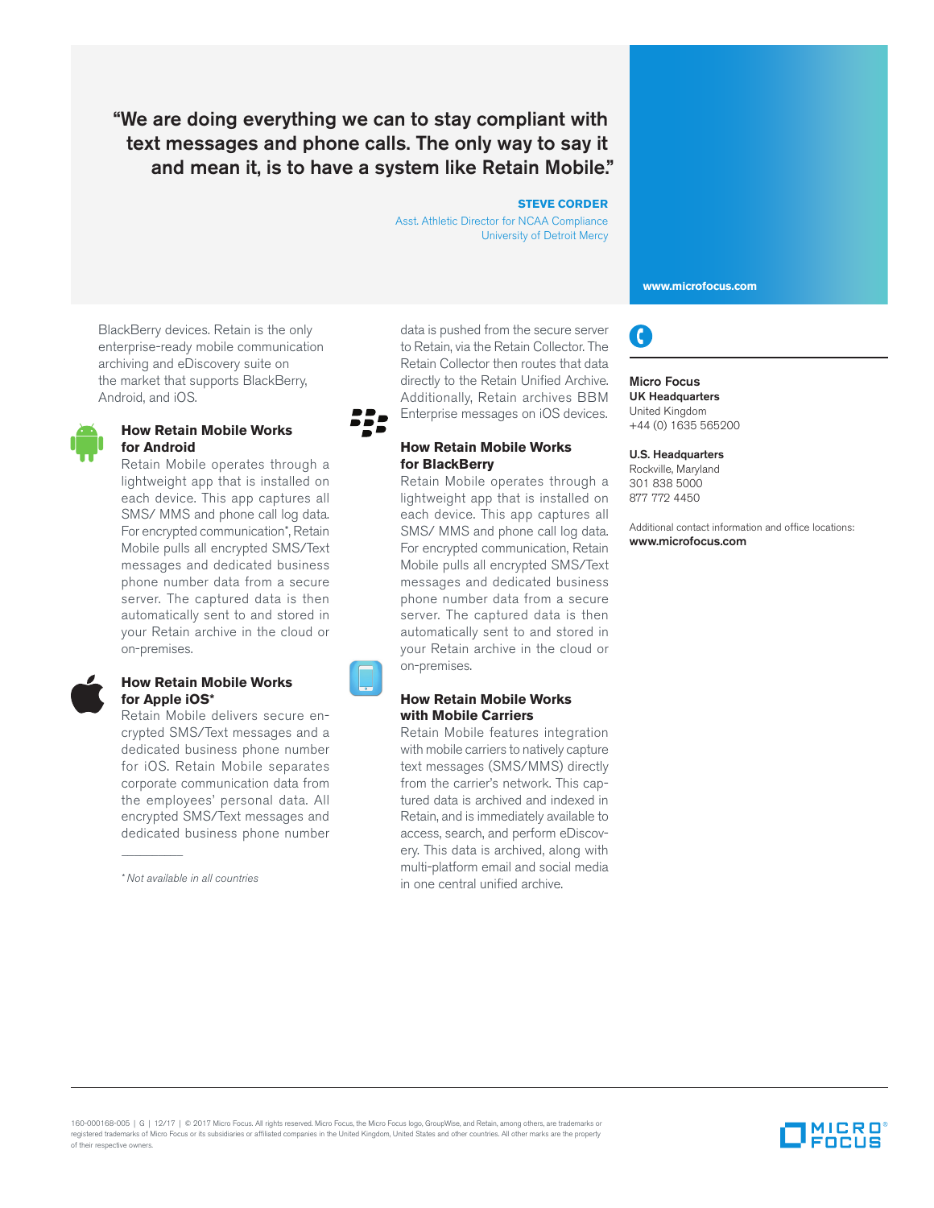> "We are doing everything we can to stay compliant with text messages and phone calls. The only way to say it and mean it, is to have a system like Retain Mobile."
>
> **STEVE CORDER**
> Asst. Athletic Director for NCAA Compliance
> University of Detroit Mercy

BlackBerry devices. Retain is the only enterprise-ready mobile communication archiving and eDiscovery suite on the market that supports BlackBerry, Android, and iOS.

### How Retain Mobile Works for Android

Retain Mobile operates through a lightweight app that is installed on each device. This app captures all SMS/ MMS and phone call log data. For encrypted communication*, Retain Mobile pulls all encrypted SMS/Text messages and dedicated business phone number data from a secure server. The captured data is then automatically sent to and stored in your Retain archive in the cloud or on-premises.

### How Retain Mobile Works for Apple iOS*

Retain Mobile delivers secure encrypted SMS/Text messages and a dedicated business phone number for iOS. Retain Mobile separates corporate communication data from the employees' personal data. All encrypted SMS/Text messages and dedicated business phone number data is pushed from the secure server to Retain, via the Retain Collector. The Retain Collector then routes that data directly to the Retain Unified Archive. Additionally, Retain archives BBM Enterprise messages on iOS devices.

*\* Not available in all countries*

### How Retain Mobile Works for BlackBerry

Retain Mobile operates through a lightweight app that is installed on each device. This app captures all SMS/ MMS and phone call log data. For encrypted communication, Retain Mobile pulls all encrypted SMS/Text messages and dedicated business phone number data from a secure server. The captured data is then automatically sent to and stored in your Retain archive in the cloud or on-premises.

### How Retain Mobile Works with Mobile Carriers

Retain Mobile features integration with mobile carriers to natively capture text messages (SMS/MMS) directly from the carrier's network. This captured data is archived and indexed in Retain, and is immediately available to access, search, and perform eDiscovery. This data is archived, along with multi-platform email and social media in one central unified archive.

www.microfocus.com

**Micro Focus**
**UK Headquarters**
United Kingdom
+44 (0) 1635 565200

**U.S. Headquarters**
Rockville, Maryland
301 838 5000
877 772 4450

Additional contact information and office locations:
**www.microfocus.com**

160-000168-005 | G | 12/17 | © 2017 Micro Focus. All rights reserved. Micro Focus, the Micro Focus logo, GroupWise, and Retain, among others, are trademarks or registered trademarks of Micro Focus or its subsidiaries or affiliated companies in the United Kingdom, United States and other countries. All other marks are the property of their respective owners.